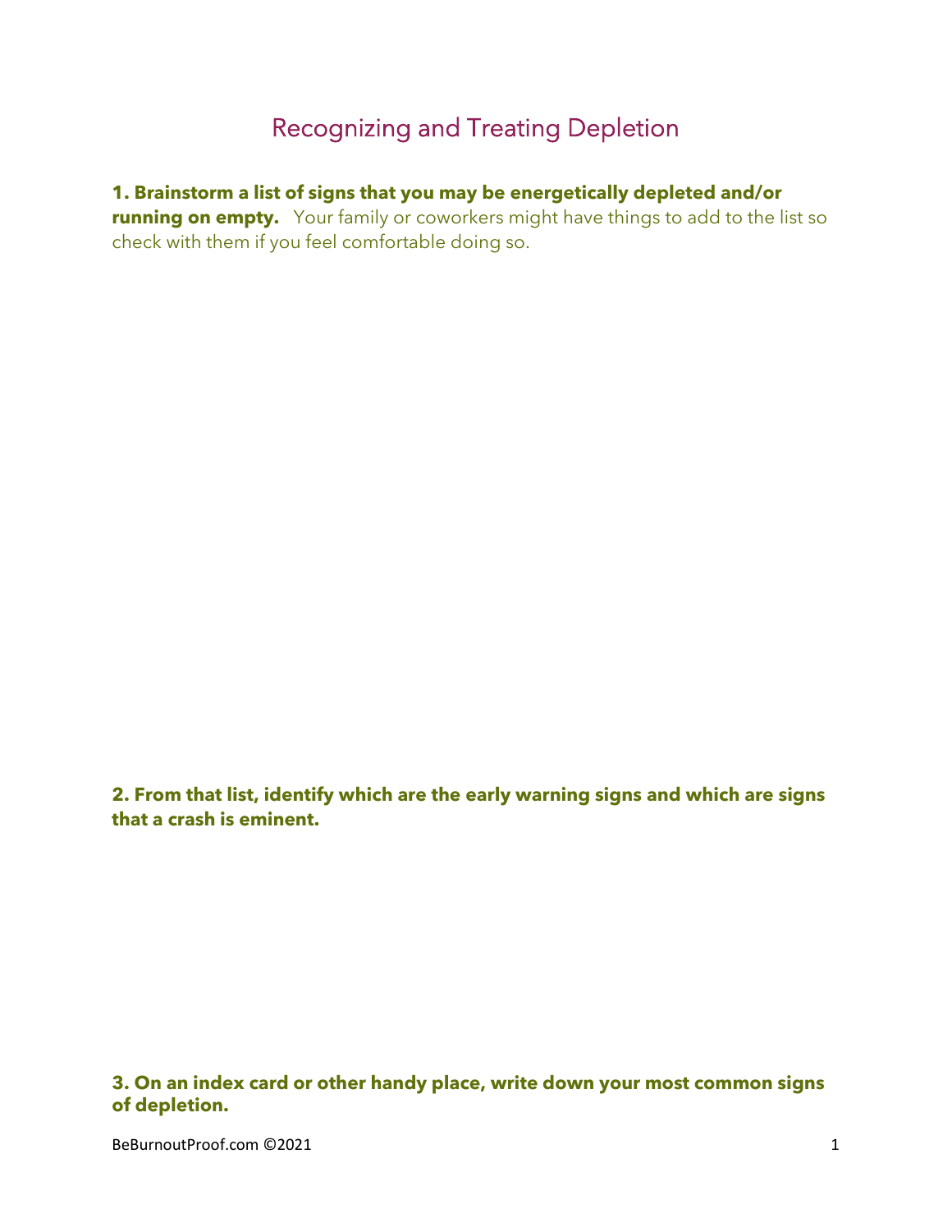# Recognizing and Treating Depletion

**1. Brainstorm a list of signs that you may be energetically depleted and/or running on empty.** Your family or coworkers might have things to add to the list so check with them if you feel comfortable doing so.

**2. From that list, identify which are the early warning signs and which are signs that a crash is eminent.**

**3. On an index card or other handy place, write down your most common signs of depletion.**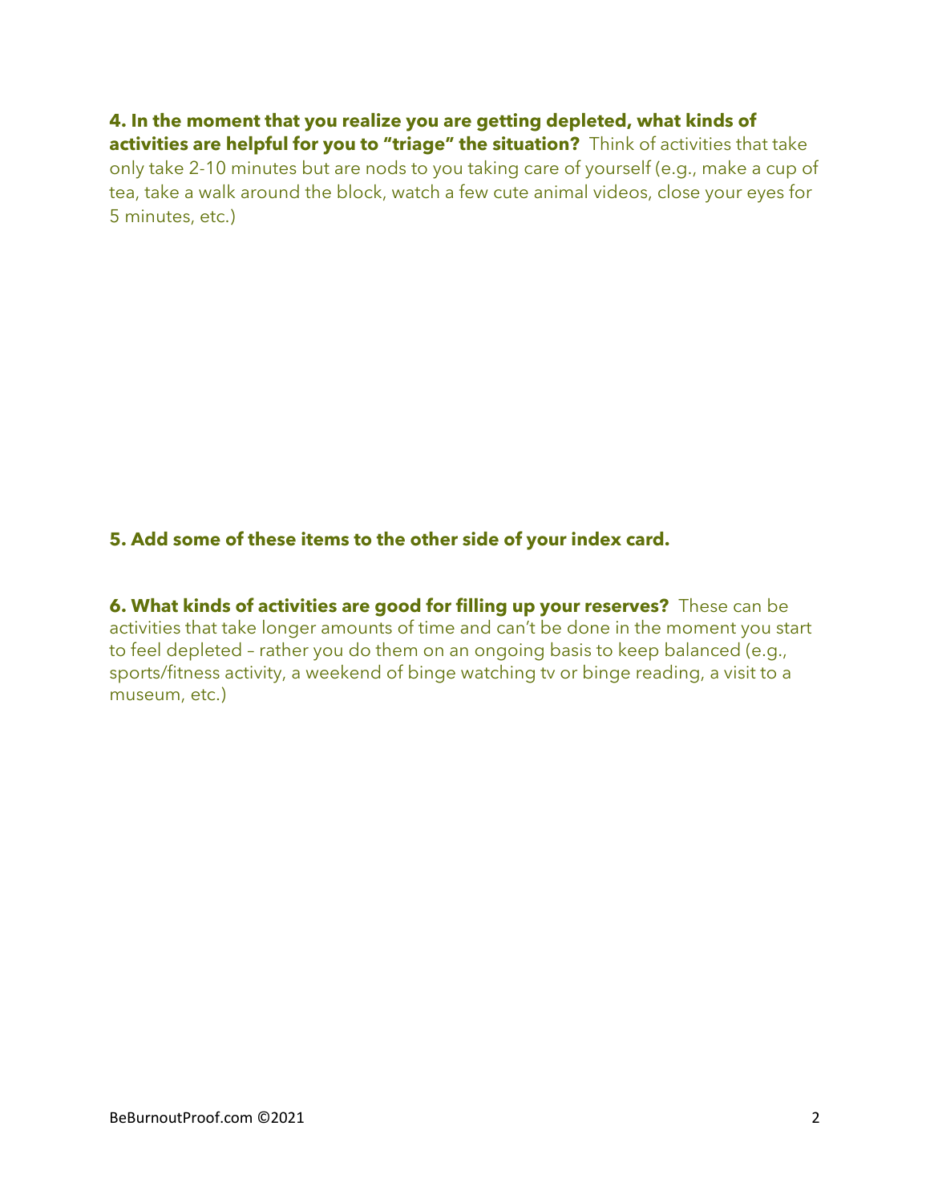**4. In the moment that you realize you are getting depleted, what kinds of activities are helpful for you to "triage" the situation?** Think of activities that take only take 2-10 minutes but are nods to you taking care of yourself (e.g., make a cup of tea, take a walk around the block, watch a few cute animal videos, close your eyes for 5 minutes, etc.)

**5. Add some of these items to the other side of your index card.**

**6. What kinds of activities are good for filling up your reserves?** These can be activities that take longer amounts of time and can't be done in the moment you start to feel depleted – rather you do them on an ongoing basis to keep balanced (e.g., sports/fitness activity, a weekend of binge watching tv or binge reading, a visit to a museum, etc.)

BeBurnoutProof.com ©2021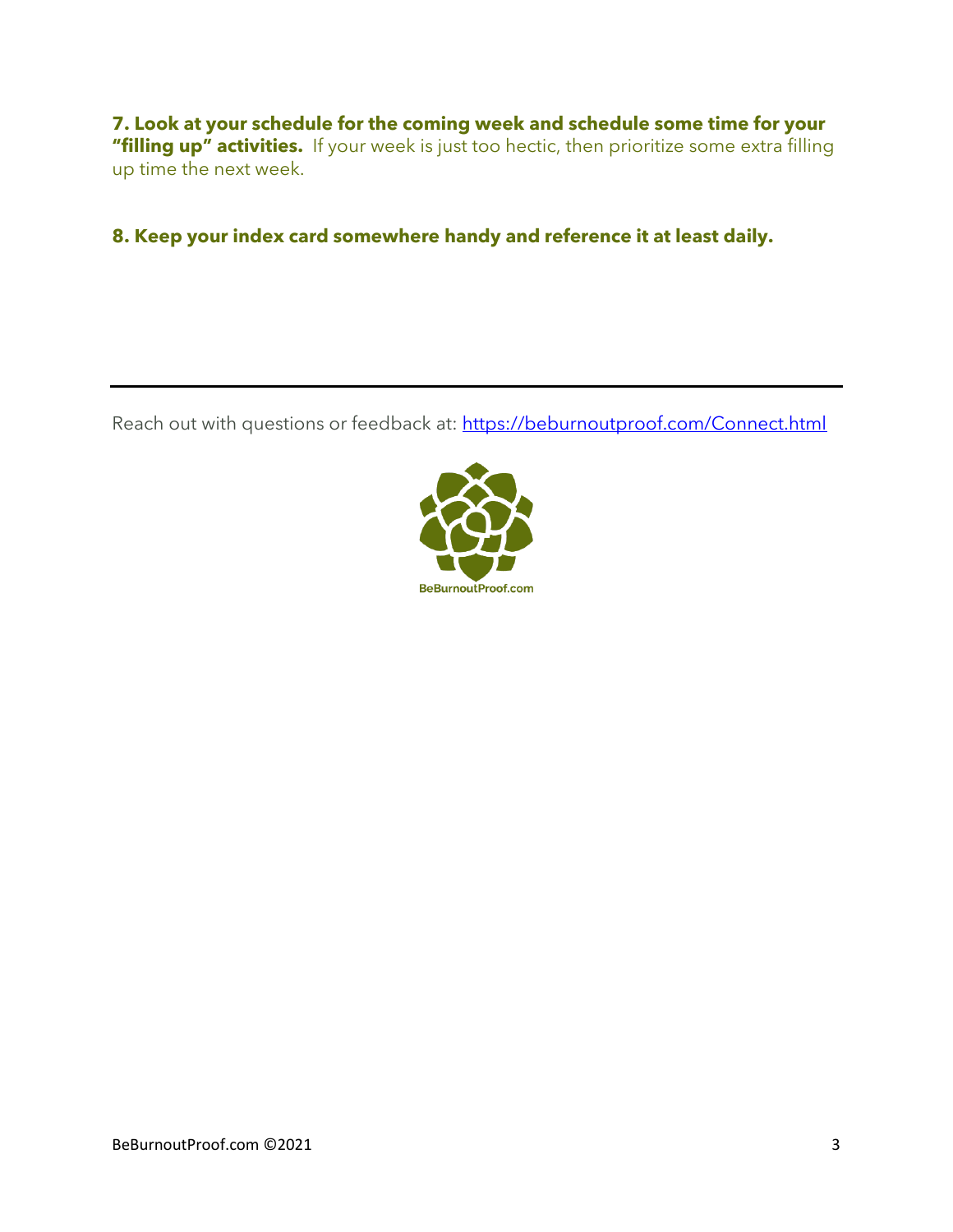**7. Look at your schedule for the coming week and schedule some time for your "filling up" activities.** If your week is just too hectic, then prioritize some extra filling up time the next week.

**8. Keep your index card somewhere handy and reference it at least daily.**

---

Reach out with questions or feedback at: [https://beburnoutproof.com/Connect.html](https://beburnoutproof.com/Connect.html)

BeBurnoutProof.com